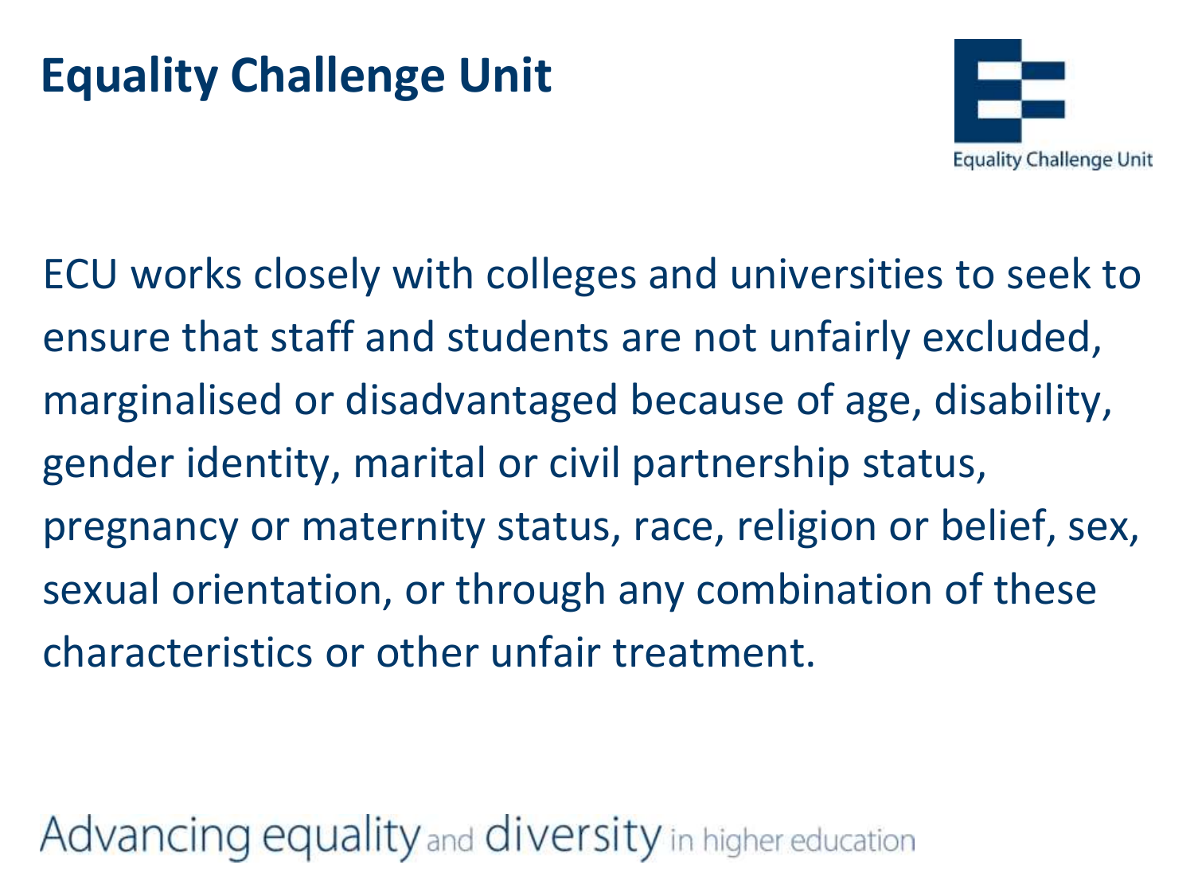# Equality Challenge Unit

Equality Challenge Unit

ECU works closely with colleges and universities to seek to ensure that staff and students are not unfairly excluded, marginalised or disadvantaged because of age, disability, gender identity, marital or civil partnership status, pregnancy or maternity status, race, religion or belief, sex, sexual orientation, or through any combination of these characteristics or other unfair treatment.

Advancing equality and diversity in higher education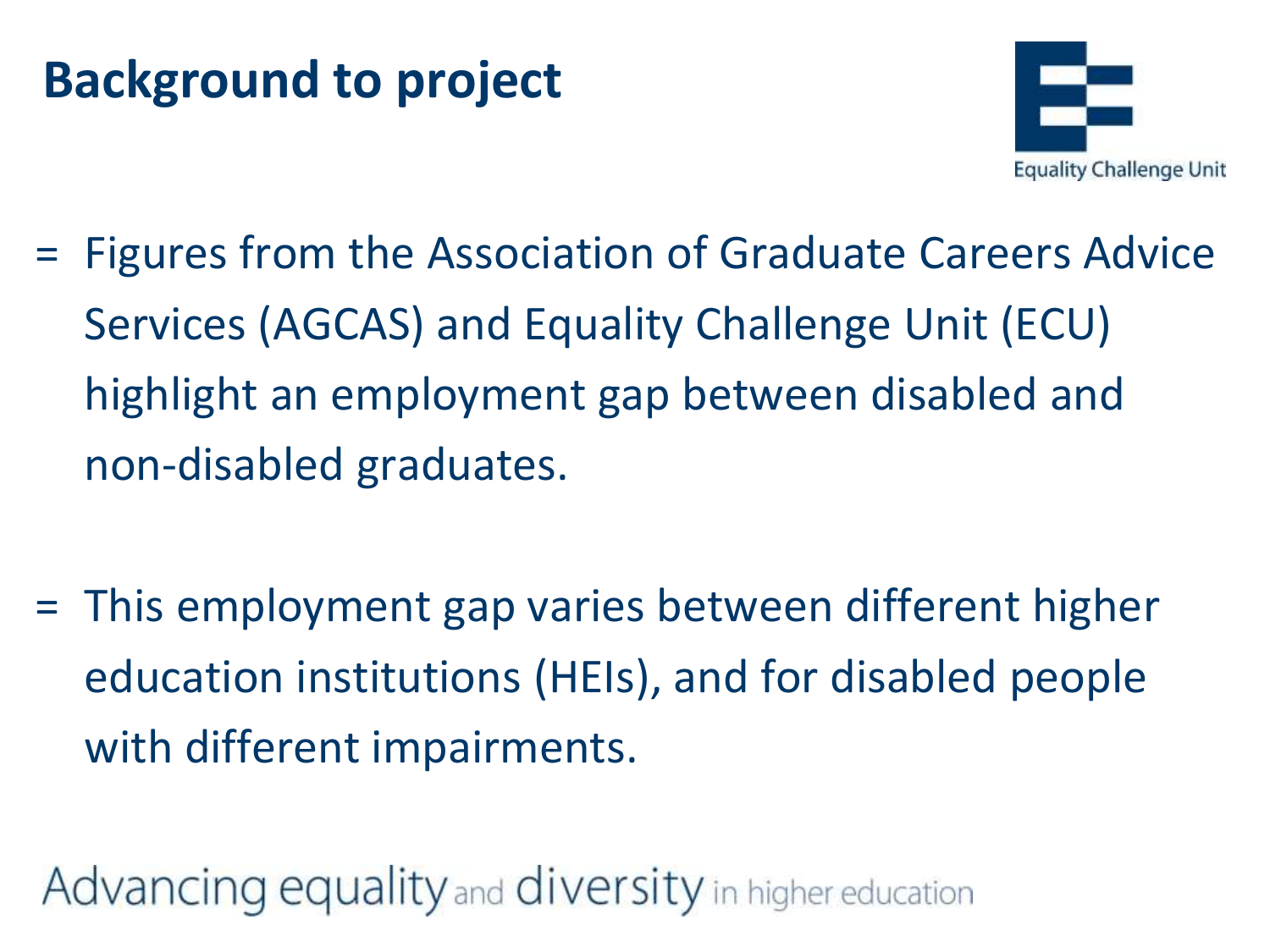# Background to project

- Figures from the Association of Graduate Careers Advice Services (AGCAS) and Equality Challenge Unit (ECU) highlight an employment gap between disabled and non-disabled graduates.

- This employment gap varies between different higher education institutions (HEIs), and for disabled people with different impairments.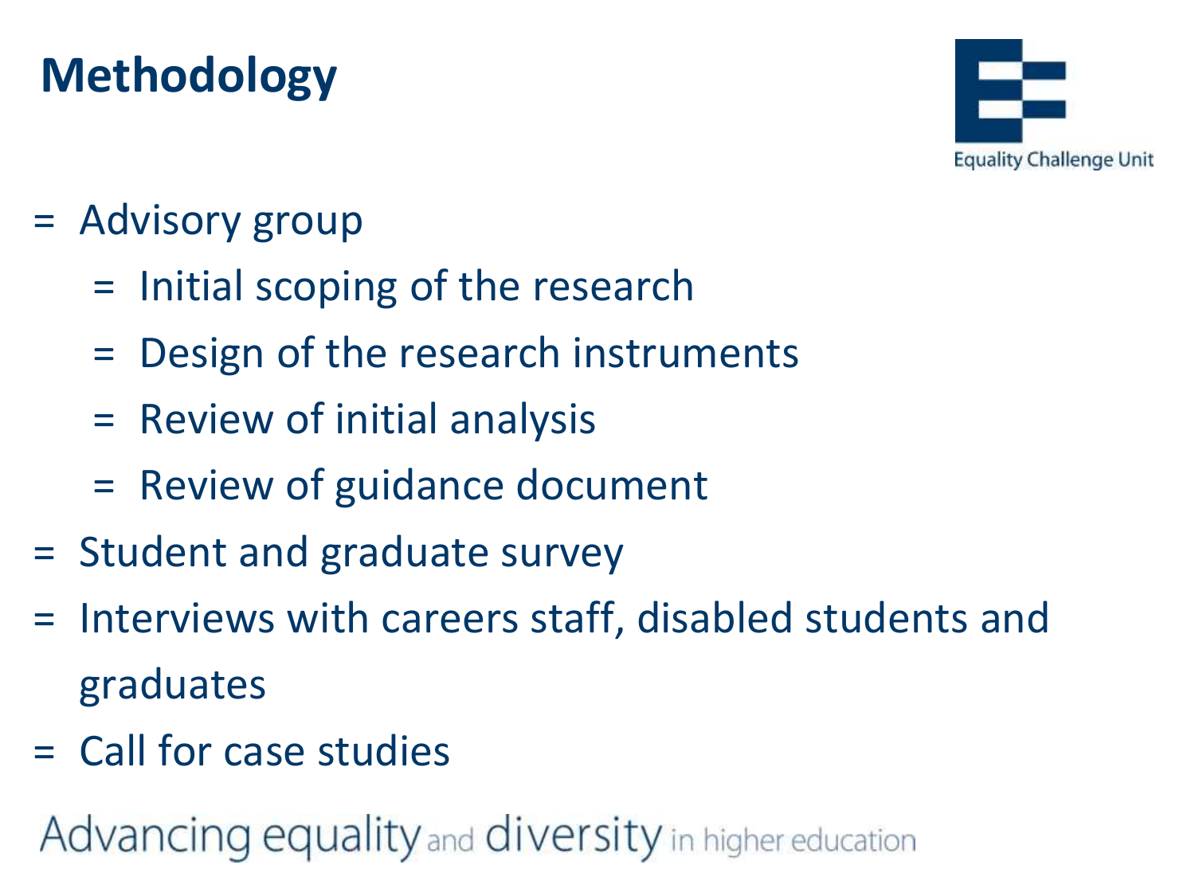# Methodology

- Advisory group
  - Initial scoping of the research
  - Design of the research instruments
  - Review of initial analysis
  - Review of guidance document
- Student and graduate survey
- Interviews with careers staff, disabled students and graduates
- Call for case studies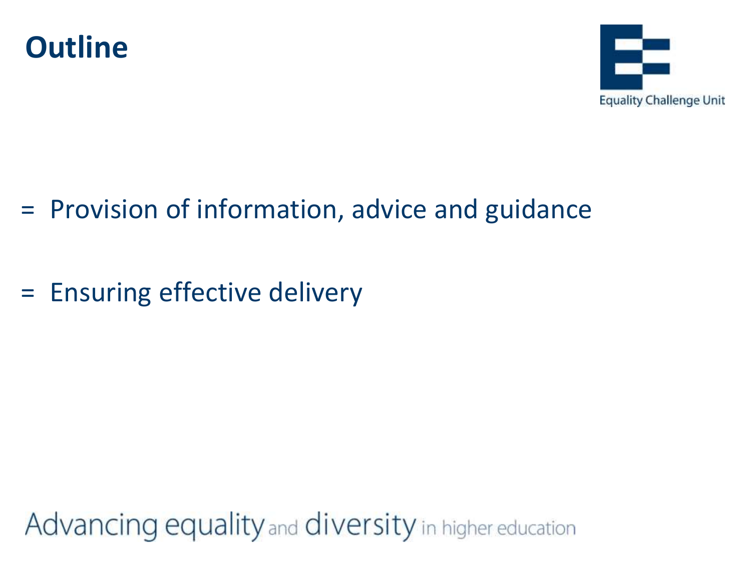# Outline

- Provision of information, advice and guidance
- Ensuring effective delivery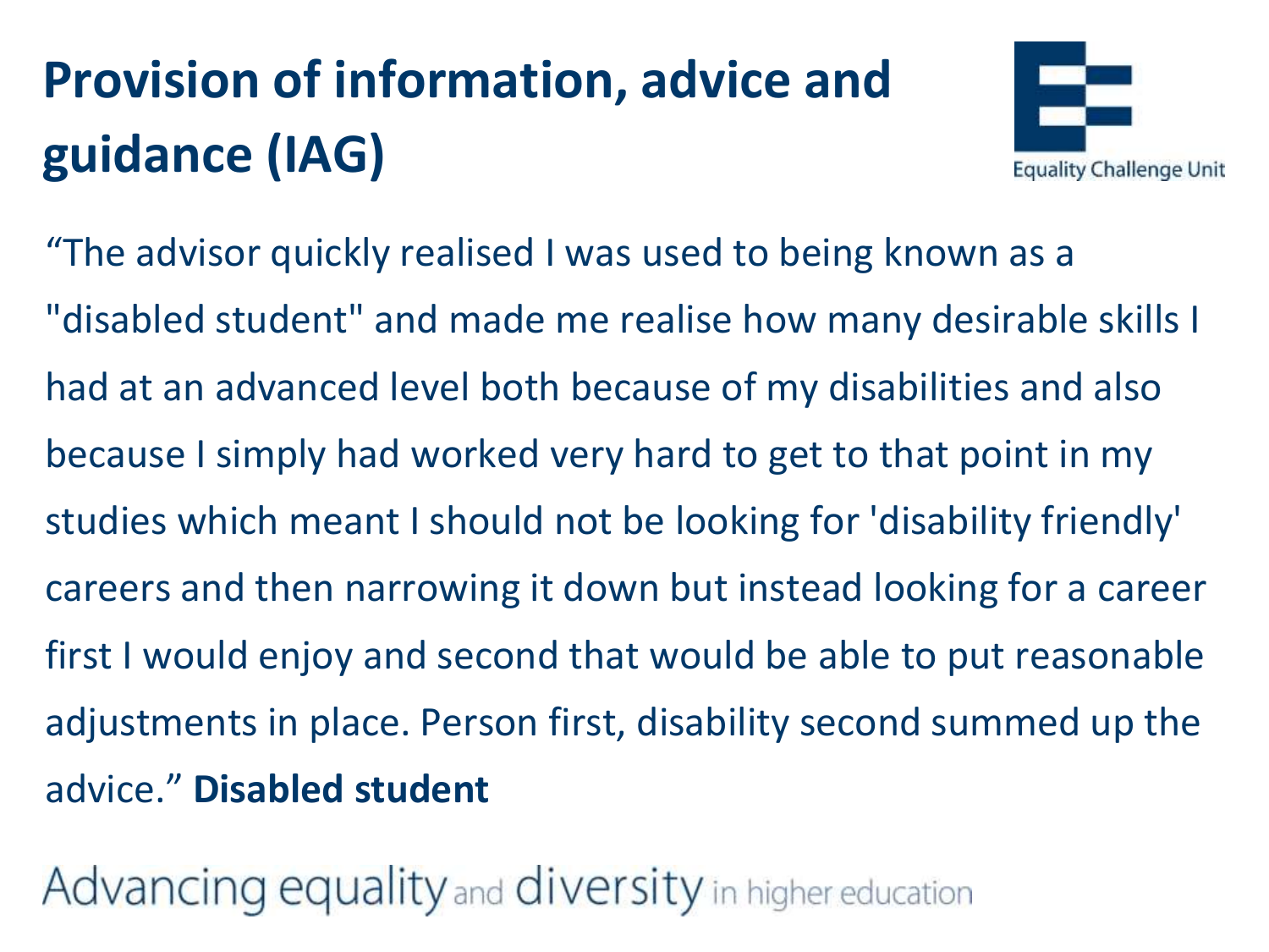# Provision of information, advice and guidance (IAG)

"The advisor quickly realised I was used to being known as a "disabled student" and made me realise how many desirable skills I had at an advanced level both because of my disabilities and also because I simply had worked very hard to get to that point in my studies which meant I should not be looking for 'disability friendly' careers and then narrowing it down but instead looking for a career first I would enjoy and second that would be able to put reasonable adjustments in place. Person first, disability second summed up the advice." **Disabled student**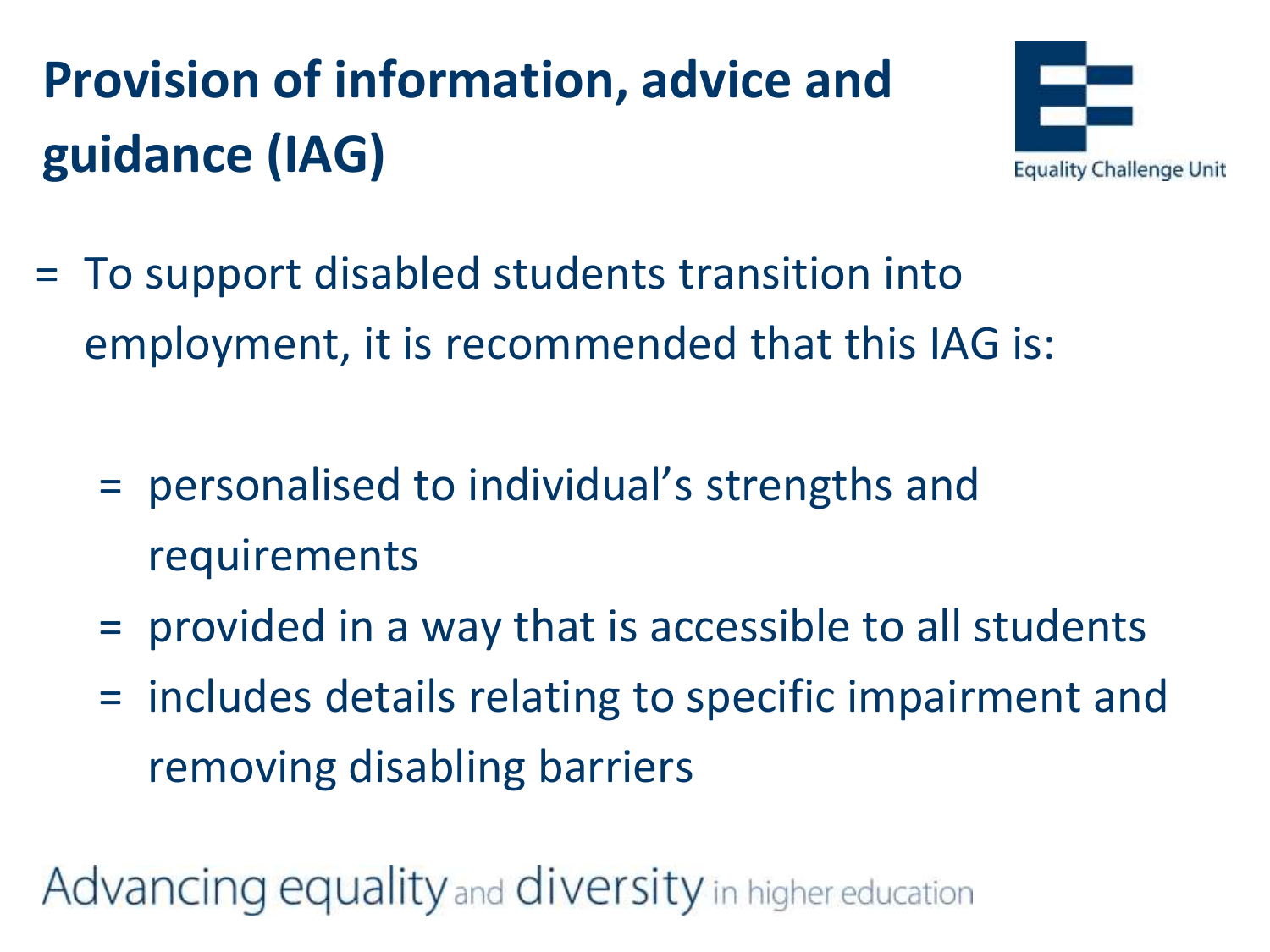# Provision of information, advice and guidance (IAG)

- To support disabled students transition into employment, it is recommended that this IAG is:
  - personalised to individual's strengths and requirements
  - provided in a way that is accessible to all students
  - includes details relating to specific impairment and removing disabling barriers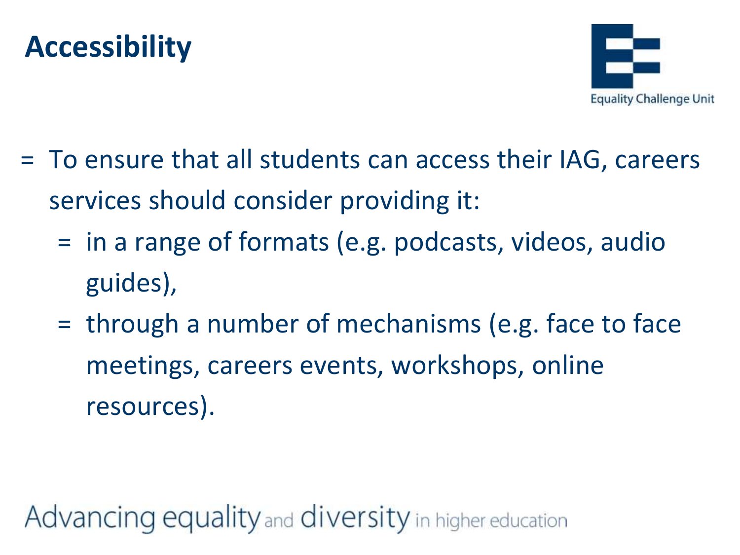# Accessibility

- To ensure that all students can access their IAG, careers services should consider providing it:
  - in a range of formats (e.g. podcasts, videos, audio guides),
  - through a number of mechanisms (e.g. face to face meetings, careers events, workshops, online resources).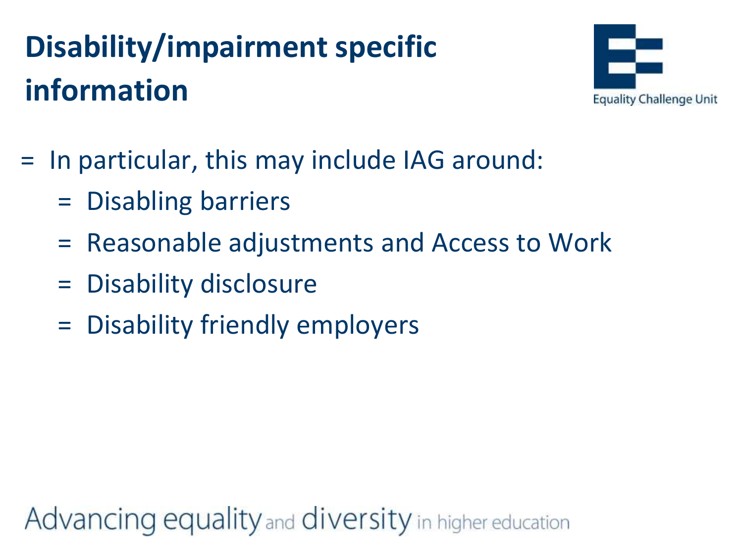# Disability/impairment specific information

- In particular, this may include IAG around:
  - Disabling barriers
  - Reasonable adjustments and Access to Work
  - Disability disclosure
  - Disability friendly employers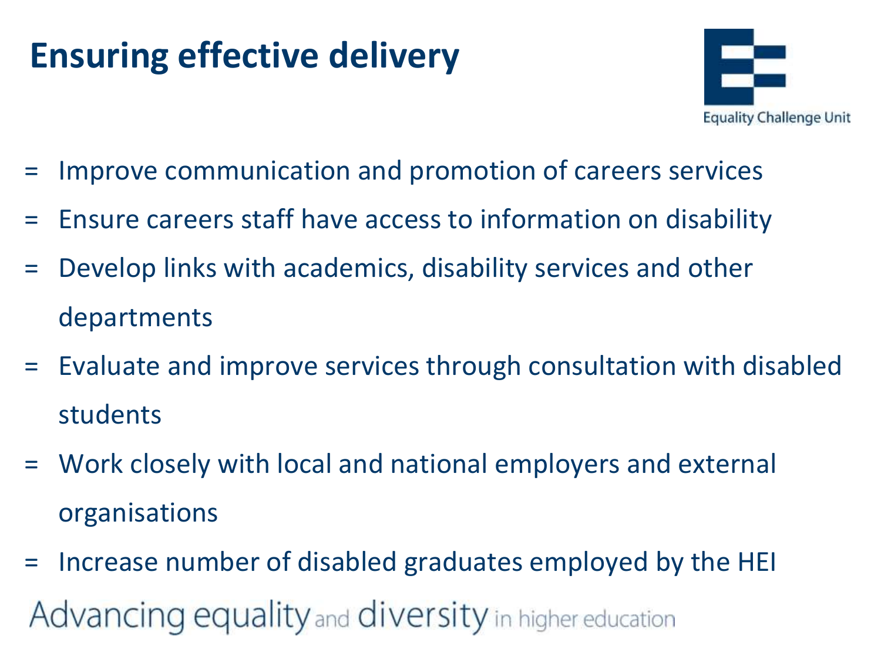# Ensuring effective delivery

- Improve communication and promotion of careers services
- Ensure careers staff have access to information on disability
- Develop links with academics, disability services and other departments
- Evaluate and improve services through consultation with disabled students
- Work closely with local and national employers and external organisations
- Increase number of disabled graduates employed by the HEI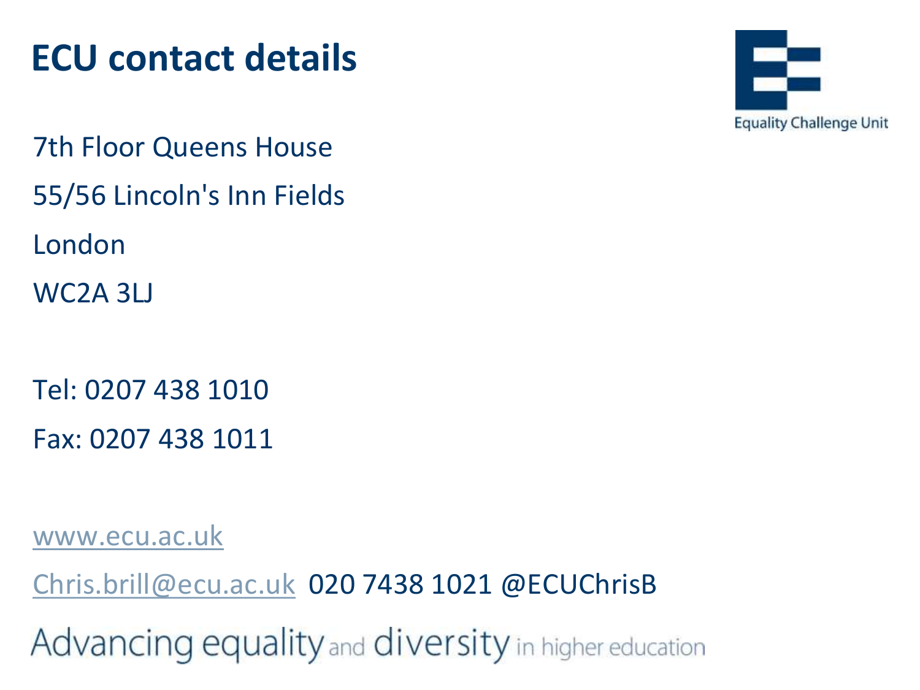# ECU contact details

Equality Challenge Unit

7th Floor Queens House

55/56 Lincoln's Inn Fields

London

WC2A 3LJ

Tel: 0207 438 1010

Fax: 0207 438 1011

www.ecu.ac.uk

Chris.brill@ecu.ac.uk 020 7438 1021 @ECUChrisB

Advancing equality and diversity in higher education